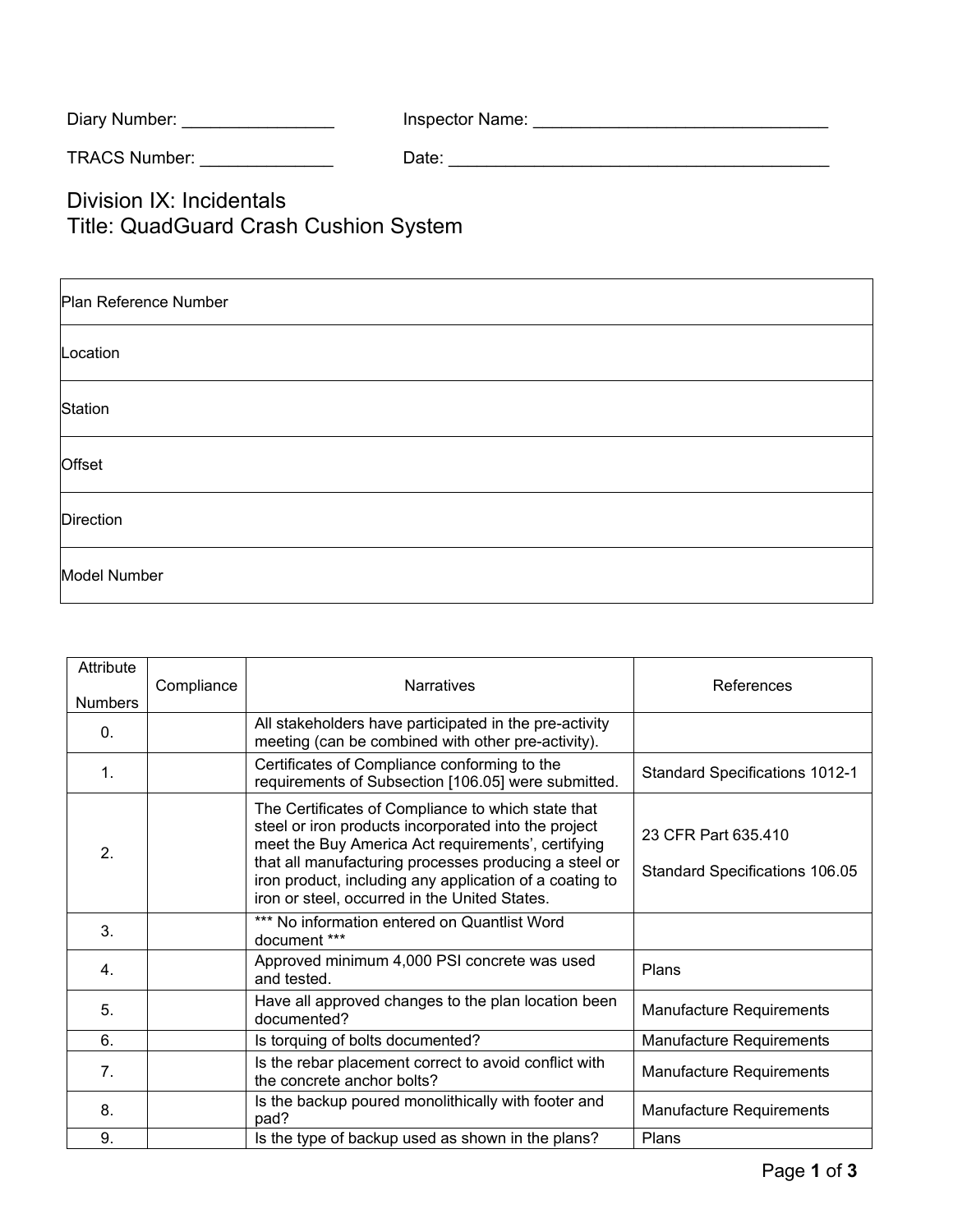Diary Number: ________________ Inspector Name: _______________________________

TRACS Number: ______________ Date: _________________________________________

# Division IX: Incidentals
# Title: QuadGuard Crash Cushion System

| Plan Reference Number | |
|---|---|
| Location | |
| Station | |
| Offset | |
| Direction | |
| Model Number | |

| Attribute Numbers | Compliance | Narratives | References |
|---|---|---|---|
| 0. | | All stakeholders have participated in the pre-activity meeting (can be combined with other pre-activity). | |
| 1. | | Certificates of Compliance conforming to the requirements of Subsection [106.05] were submitted. | Standard Specifications 1012-1 |
| 2. | | The Certificates of Compliance to which state that steel or iron products incorporated into the project meet the Buy America Act requirements', certifying that all manufacturing processes producing a steel or iron product, including any application of a coating to iron or steel, occurred in the United States. | 23 CFR Part 635.410<br><br>Standard Specifications 106.05 |
| 3. | | *** No information entered on Quantlist Word document *** | |
| 4. | | Approved minimum 4,000 PSI concrete was used and tested. | Plans |
| 5. | | Have all approved changes to the plan location been documented? | Manufacture Requirements |
| 6. | | Is torquing of bolts documented? | Manufacture Requirements |
| 7. | | Is the rebar placement correct to avoid conflict with the concrete anchor bolts? | Manufacture Requirements |
| 8. | | Is the backup poured monolithically with footer and pad? | Manufacture Requirements |
| 9. | | Is the type of backup used as shown in the plans? | Plans |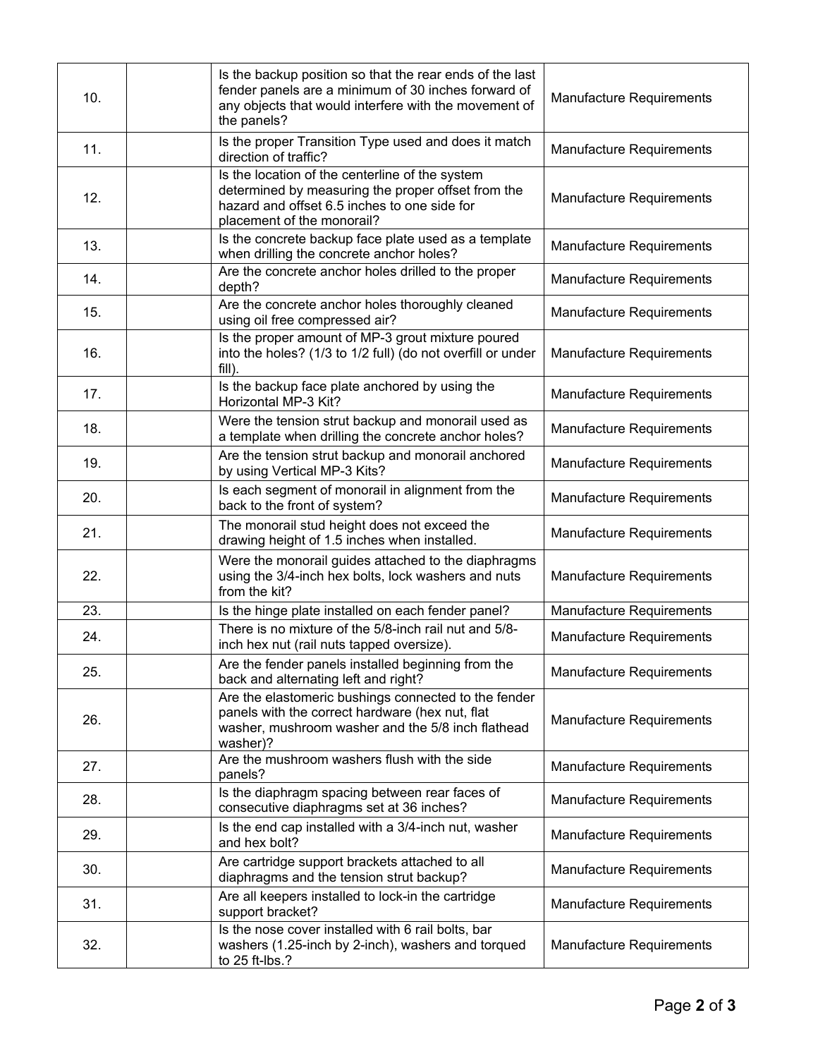| | | | |
|---|---|---|---|
| 10. | | Is the backup position so that the rear ends of the last fender panels are a minimum of 30 inches forward of any objects that would interfere with the movement of the panels? | Manufacture Requirements |
| 11. | | Is the proper Transition Type used and does it match direction of traffic? | Manufacture Requirements |
| 12. | | Is the location of the centerline of the system determined by measuring the proper offset from the hazard and offset 6.5 inches to one side for placement of the monorail? | Manufacture Requirements |
| 13. | | Is the concrete backup face plate used as a template when drilling the concrete anchor holes? | Manufacture Requirements |
| 14. | | Are the concrete anchor holes drilled to the proper depth? | Manufacture Requirements |
| 15. | | Are the concrete anchor holes thoroughly cleaned using oil free compressed air? | Manufacture Requirements |
| 16. | | Is the proper amount of MP-3 grout mixture poured into the holes? (1/3 to 1/2 full) (do not overfill or under fill). | Manufacture Requirements |
| 17. | | Is the backup face plate anchored by using the Horizontal MP-3 Kit? | Manufacture Requirements |
| 18. | | Were the tension strut backup and monorail used as a template when drilling the concrete anchor holes? | Manufacture Requirements |
| 19. | | Are the tension strut backup and monorail anchored by using Vertical MP-3 Kits? | Manufacture Requirements |
| 20. | | Is each segment of monorail in alignment from the back to the front of system? | Manufacture Requirements |
| 21. | | The monorail stud height does not exceed the drawing height of 1.5 inches when installed. | Manufacture Requirements |
| 22. | | Were the monorail guides attached to the diaphragms using the 3/4-inch hex bolts, lock washers and nuts from the kit? | Manufacture Requirements |
| 23. | | Is the hinge plate installed on each fender panel? | Manufacture Requirements |
| 24. | | There is no mixture of the 5/8-inch rail nut and 5/8-inch hex nut (rail nuts tapped oversize). | Manufacture Requirements |
| 25. | | Are the fender panels installed beginning from the back and alternating left and right? | Manufacture Requirements |
| 26. | | Are the elastomeric bushings connected to the fender panels with the correct hardware (hex nut, flat washer, mushroom washer and the 5/8 inch flathead washer)? | Manufacture Requirements |
| 27. | | Are the mushroom washers flush with the side panels? | Manufacture Requirements |
| 28. | | Is the diaphragm spacing between rear faces of consecutive diaphragms set at 36 inches? | Manufacture Requirements |
| 29. | | Is the end cap installed with a 3/4-inch nut, washer and hex bolt? | Manufacture Requirements |
| 30. | | Are cartridge support brackets attached to all diaphragms and the tension strut backup? | Manufacture Requirements |
| 31. | | Are all keepers installed to lock-in the cartridge support bracket? | Manufacture Requirements |
| 32. | | Is the nose cover installed with 6 rail bolts, bar washers (1.25-inch by 2-inch), washers and torqued to 25 ft-lbs.? | Manufacture Requirements |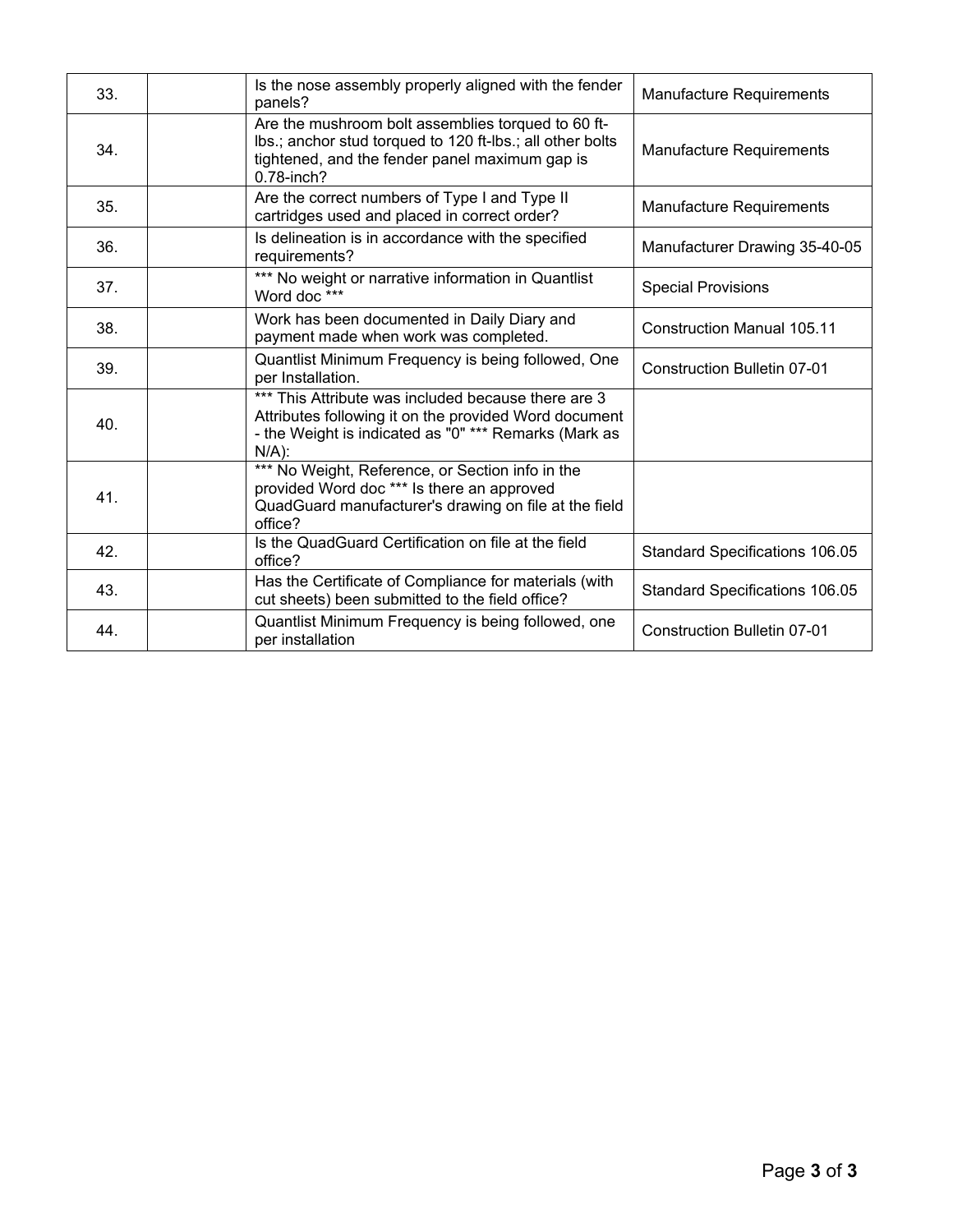| | | | |
|---|---|---|---|
| 33. | | Is the nose assembly properly aligned with the fender panels? | Manufacture Requirements |
| 34. | | Are the mushroom bolt assemblies torqued to 60 ft-lbs.; anchor stud torqued to 120 ft-lbs.; all other bolts tightened, and the fender panel maximum gap is 0.78-inch? | Manufacture Requirements |
| 35. | | Are the correct numbers of Type I and Type II cartridges used and placed in correct order? | Manufacture Requirements |
| 36. | | Is delineation is in accordance with the specified requirements? | Manufacturer Drawing 35-40-05 |
| 37. | | *** No weight or narrative information in Quantlist Word doc *** | Special Provisions |
| 38. | | Work has been documented in Daily Diary and payment made when work was completed. | Construction Manual 105.11 |
| 39. | | Quantlist Minimum Frequency is being followed, One per Installation. | Construction Bulletin 07-01 |
| 40. | | *** This Attribute was included because there are 3 Attributes following it on the provided Word document - the Weight is indicated as "0" *** Remarks (Mark as N/A): | |
| 41. | | *** No Weight, Reference, or Section info in the provided Word doc *** Is there an approved QuadGuard manufacturer's drawing on file at the field office? | |
| 42. | | Is the QuadGuard Certification on file at the field office? | Standard Specifications 106.05 |
| 43. | | Has the Certificate of Compliance for materials (with cut sheets) been submitted to the field office? | Standard Specifications 106.05 |
| 44. | | Quantlist Minimum Frequency is being followed, one per installation | Construction Bulletin 07-01 |